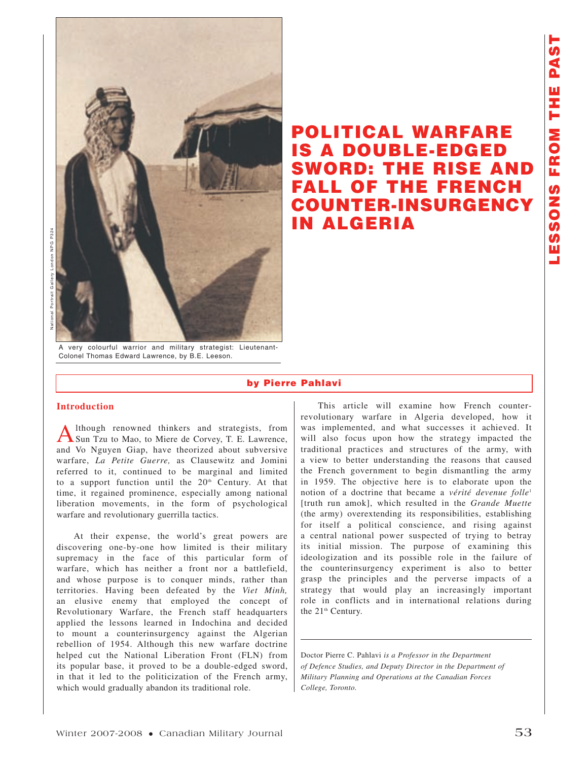# POLITICAL WARFARE IS A DOUBLE-EDGED SWORD: THE RISE AND FALL OF THE FRENCH COUNTER-INSURGENCY IN ALGERIA

A very colourful warrior and military strategist: Lieutenant-Colonel Thomas Edward Lawrence, by B.E. Leeson.

National Portrait Gallery London NPG P324

**by Pierre Pahlavi**

## Introduction

Although renowned thinkers and strategists, from Sun Tzu to Mao, to Miere de Corvey, T. E. Lawrence, and Vo Nguyen Giap, have theorized about subversive warfare, *La Petite Guerre,* as Clausewitz and Jomini referred to it, continued to be marginal and limited to a support function until the 20th Century. At that time, it regained prominence, especially among national liberation movements, in the form of psychological warfare and revolutionary guerrilla tactics.

At their expense, the world's great powers are discovering one-by-one how limited is their military supremacy in the face of this particular form of warfare, which has neither a front nor a battlefield, and whose purpose is to conquer minds, rather than territories. Having been defeated by the *Viet Minh,* an elusive enemy that employed the concept of Revolutionary Warfare, the French staff headquarters applied the lessons learned in Indochina and decided to mount a counterinsurgency against the Algerian rebellion of 1954. Although this new warfare doctrine helped cut the National Liberation Front (FLN) from its popular base, it proved to be a double-edged sword, in that it led to the politicization of the French army, which would gradually abandon its traditional role.

This article will examine how French counter-revolutionary warfare in Algeria developed, how it was implemented, and what successes it achieved. It will also focus upon how the strategy impacted the traditional practices and structures of the army, with a view to better understanding the reasons that caused the French government to begin dismantling the army in 1959. The objective here is to elaborate upon the notion of a doctrine that became a *vérité devenue folle*[1] [truth run amok], which resulted in the *Grande Muette* (the army) overextending its responsibilities, establishing for itself a political conscience, and rising against a central national power suspected of trying to betray its initial mission. The purpose of examining this ideologization and its possible role in the failure of the counterinsurgency experiment is also to better grasp the principles and the perverse impacts of a strategy that would play an increasingly important role in conflicts and in international relations during the 21st Century.

---

Doctor Pierre C. Pahlavi *is a Professor in the Department of Defence Studies, and Deputy Director in the Department of Military Planning and Operations at the Canadian Forces College, Toronto.*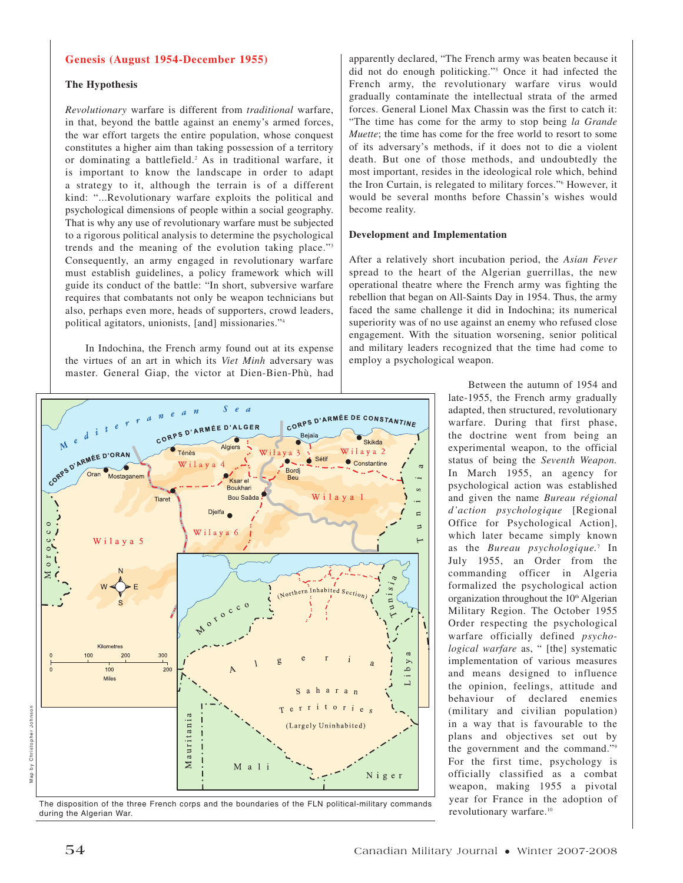## Genesis (August 1954-December 1955)

### The Hypothesis

*Revolutionary* warfare is different from *traditional* warfare, in that, beyond the battle against an enemy's armed forces, the war effort targets the entire population, whose conquest constitutes a higher aim than taking possession of a territory or dominating a battlefield.[2] As in traditional warfare, it is important to know the landscape in order to adapt a strategy to it, although the terrain is of a different kind: "...Revolutionary warfare exploits the political and psychological dimensions of people within a social geography. That is why any use of revolutionary warfare must be subjected to a rigorous political analysis to determine the psychological trends and the meaning of the evolution taking place."[3] Consequently, an army engaged in revolutionary warfare must establish guidelines, a policy framework which will guide its conduct of the battle: "In short, subversive warfare requires that combatants not only be weapon technicians but also, perhaps even more, heads of supporters, crowd leaders, political agitators, unionists, [and] missionaries."[4]

In Indochina, the French army found out at its expense the virtues of an art in which its *Viet Minh* adversary was master. General Giap, the victor at Dien-Bien-Phù, had apparently declared, "The French army was beaten because it did not do enough politicking."[5] Once it had infected the French army, the revolutionary warfare virus would gradually contaminate the intellectual strata of the armed forces. General Lionel Max Chassin was the first to catch it: "The time has come for the army to stop being *la Grande Muette*; the time has come for the free world to resort to some of its adversary's methods, if it does not to die a violent death. But one of those methods, and undoubtedly the most important, resides in the ideological role which, behind the Iron Curtain, is relegated to military forces."[6] However, it would be several months before Chassin's wishes would become reality.

### Development and Implementation

After a relatively short incubation period, the *Asian Fever* spread to the heart of the Algerian guerrillas, the new operational theatre where the French army was fighting the rebellion that began on All-Saints Day in 1954. Thus, the army faced the same challenge it did in Indochina; its numerical superiority was of no use against an enemy who refused close engagement. With the situation worsening, senior political and military leaders recognized that the time had come to employ a psychological weapon.

Between the autumn of 1954 and late-1955, the French army gradually adapted, then structured, revolutionary warfare. During that first phase, the doctrine went from being an experimental weapon, to the official status of being the *Seventh Weapon.* In March 1955, an agency for psychological action was established and given the name *Bureau régional d'action psychologique* [Regional Office for Psychological Action], which later became simply known as the *Bureau psychologique.*[7] In July 1955, an Order from the commanding officer in Algeria formalized the psychological action organization throughout the 10th Algerian Military Region. The October 1955 Order respecting the psychological warfare officially defined *psychological warfare* as, " [the] systematic implementation of various measures and means designed to influence the opinion, feelings, attitude and behaviour of declared enemies (military and civilian population) in a way that is favourable to the plans and objectives set out by the government and the command."[9] For the first time, psychology is officially classified as a combat weapon, making 1955 a pivotal year for France in the adoption of revolutionary warfare.[10]

The disposition of the three French corps and the boundaries of the FLN political-military commands during the Algerian War.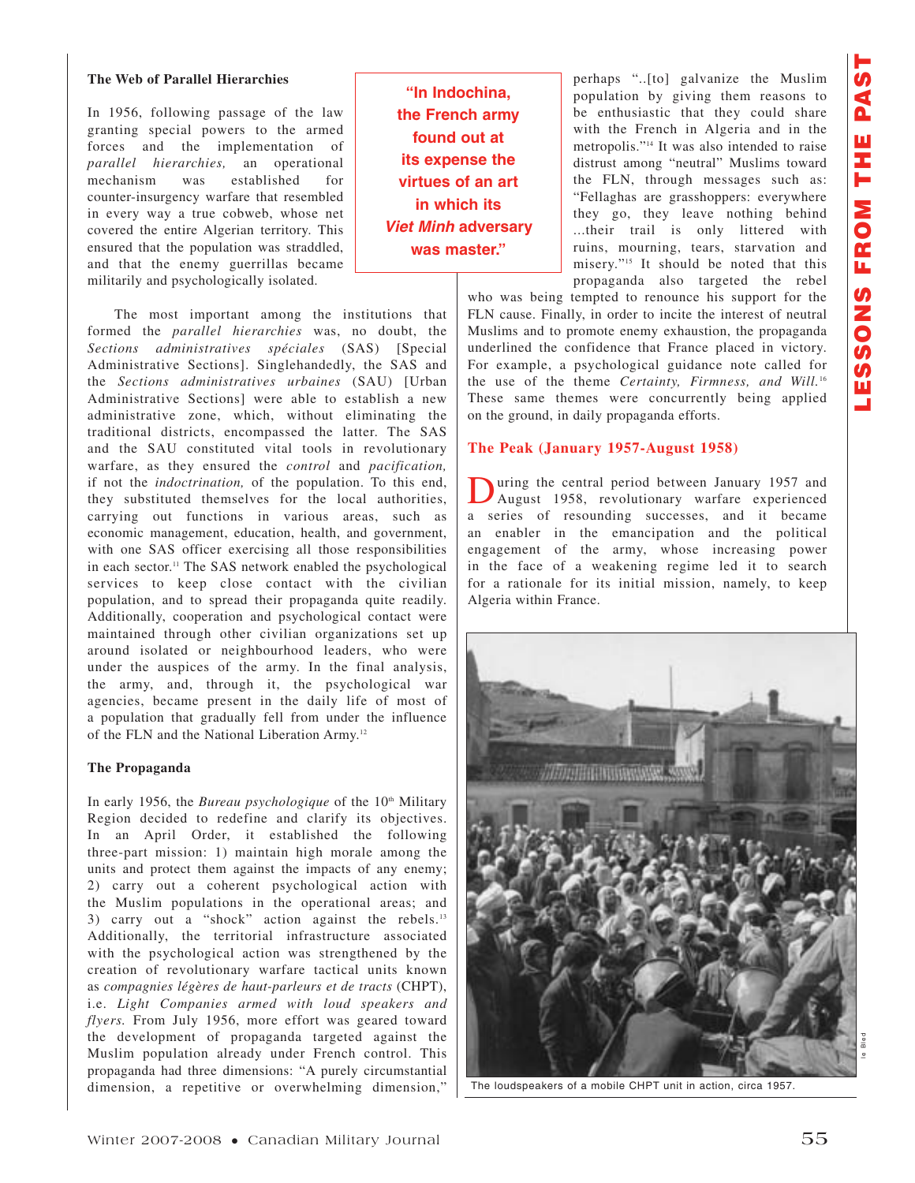### The Web of Parallel Hierarchies

In 1956, following passage of the law granting special powers to the armed forces and the implementation of *parallel hierarchies,* an operational mechanism was established for counter-insurgency warfare that resembled in every way a true cobweb, whose net covered the entire Algerian territory. This ensured that the population was straddled, and that the enemy guerrillas became militarily and psychologically isolated.

The most important among the institutions that formed the *parallel hierarchies* was, no doubt, the *Sections administratives spéciales* (SAS) [Special Administrative Sections]. Singlehandedly, the SAS and the *Sections administratives urbaines* (SAU) [Urban Administrative Sections] were able to establish a new administrative zone, which, without eliminating the traditional districts, encompassed the latter. The SAS and the SAU constituted vital tools in revolutionary warfare, as they ensured the *control* and *pacification,* if not the *indoctrination,* of the population. To this end, they substituted themselves for the local authorities, carrying out functions in various areas, such as economic management, education, health, and government, with one SAS officer exercising all those responsibilities in each sector.[11] The SAS network enabled the psychological services to keep close contact with the civilian population, and to spread their propaganda quite readily. Additionally, cooperation and psychological contact were maintained through other civilian organizations set up around isolated or neighbourhood leaders, who were under the auspices of the army. In the final analysis, the army, and, through it, the psychological war agencies, became present in the daily life of most of a population that gradually fell from under the influence of the FLN and the National Liberation Army.[12]

> **"In Indochina, the French army found out at its expense the virtues of an art in which its *Viet Minh* adversary was master."**

### The Propaganda

In early 1956, the *Bureau psychologique* of the 10th Military Region decided to redefine and clarify its objectives. In an April Order, it established the following three-part mission: 1) maintain high morale among the units and protect them against the impacts of any enemy; 2) carry out a coherent psychological action with the Muslim populations in the operational areas; and 3) carry out a "shock" action against the rebels.[13] Additionally, the territorial infrastructure associated with the psychological action was strengthened by the creation of revolutionary warfare tactical units known as *compagnies légères de haut-parleurs et de tracts* (CHPT), i.e. *Light Companies armed with loud speakers and flyers.* From July 1956, more effort was geared toward the development of propaganda targeted against the Muslim population already under French control. This propaganda had three dimensions: "A purely circumstantial dimension, a repetitive or overwhelming dimension," perhaps "..[to] galvanize the Muslim population by giving them reasons to be enthusiastic that they could share with the French in Algeria and in the metropolis."[14] It was also intended to raise distrust among "neutral" Muslims toward the FLN, through messages such as: "Fellaghas are grasshoppers: everywhere they go, they leave nothing behind ...their trail is only littered with ruins, mourning, tears, starvation and misery."[15] It should be noted that this propaganda also targeted the rebel who was being tempted to renounce his support for the FLN cause. Finally, in order to incite the interest of neutral Muslims and to promote enemy exhaustion, the propaganda underlined the confidence that France placed in victory. For example, a psychological guidance note called for the use of the theme *Certainty, Firmness, and Will.*[16] These same themes were concurrently being applied on the ground, in daily propaganda efforts.

### The Peak (January 1957-August 1958)

During the central period between January 1957 and August 1958, revolutionary warfare experienced a series of resounding successes, and it became an enabler in the emancipation and the political engagement of the army, whose increasing power in the face of a weakening regime led it to search for a rationale for its initial mission, namely, to keep Algeria within France.

le Bled

The loudspeakers of a mobile CHPT unit in action, circa 1957.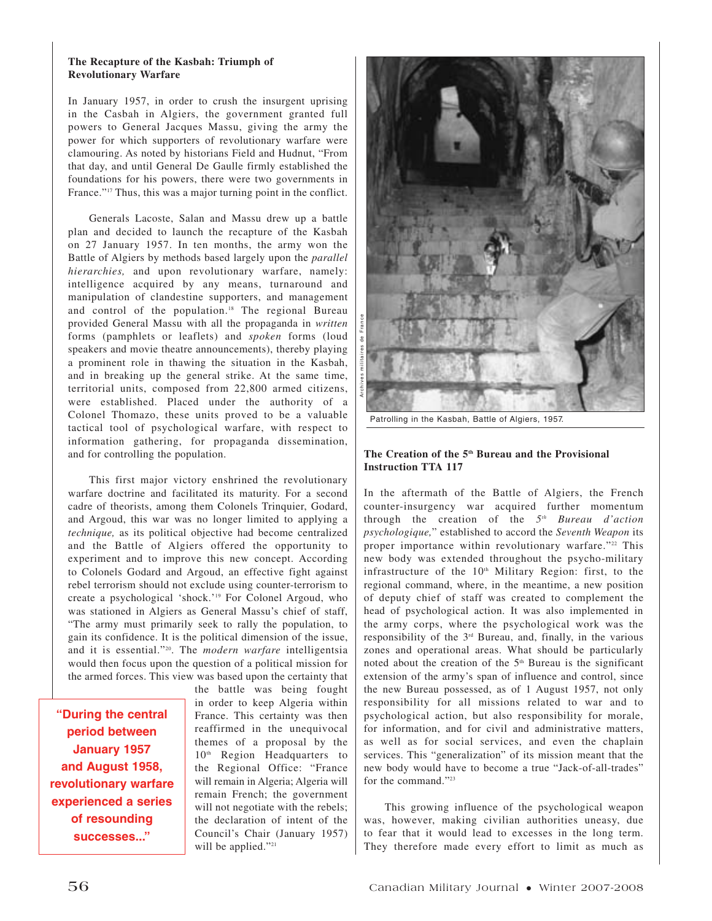**The Recapture of the Kasbah: Triumph of Revolutionary Warfare**

In January 1957, in order to crush the insurgent uprising in the Casbah in Algiers, the government granted full powers to General Jacques Massu, giving the army the power for which supporters of revolutionary warfare were clamouring. As noted by historians Field and Hudnut, "From that day, and until General De Gaulle firmly established the foundations for his powers, there were two governments in France."[17] Thus, this was a major turning point in the conflict.

Generals Lacoste, Salan and Massu drew up a battle plan and decided to launch the recapture of the Kasbah on 27 January 1957. In ten months, the army won the Battle of Algiers by methods based largely upon the *parallel hierarchies,* and upon revolutionary warfare, namely: intelligence acquired by any means, turnaround and manipulation of clandestine supporters, and management and control of the population.[18] The regional Bureau provided General Massu with all the propaganda in *written* forms (pamphlets or leaflets) and *spoken* forms (loud speakers and movie theatre announcements), thereby playing a prominent role in thawing the situation in the Kasbah, and in breaking up the general strike. At the same time, territorial units, composed from 22,800 armed citizens, were established. Placed under the authority of a Colonel Thomazo, these units proved to be a valuable tactical tool of psychological warfare, with respect to information gathering, for propaganda dissemination, and for controlling the population.

This first major victory enshrined the revolutionary warfare doctrine and facilitated its maturity. For a second cadre of theorists, among them Colonels Trinquier, Godard, and Argoud, this war was no longer limited to applying a *technique,* as its political objective had become centralized and the Battle of Algiers offered the opportunity to experiment and to improve this new concept. According to Colonels Godard and Argoud, an effective fight against rebel terrorism should not exclude using counter-terrorism to create a psychological 'shock.'[19] For Colonel Argoud, who was stationed in Algiers as General Massu's chief of staff, "The army must primarily seek to rally the population, to gain its confidence. It is the political dimension of the issue, and it is essential."[20]. The *modern warfare* intelligentsia would then focus upon the question of a political mission for the armed forces. This view was based upon the certainty that the battle was being fought in order to keep Algeria within France. This certainty was then reaffirmed in the unequivocal themes of a proposal by the 10th Region Headquarters to the Regional Office: "France will remain in Algeria; Algeria will remain French; the government will not negotiate with the rebels; the declaration of intent of the Council's Chair (January 1957) will be applied."[21]

"During the central period between January 1957 and August 1958, revolutionary warfare experienced a series of resounding successes..."

Archives militaires de France

Patrolling in the Kasbah, Battle of Algiers, 1957.

**The Creation of the 5th Bureau and the Provisional Instruction TTA 117**

In the aftermath of the Battle of Algiers, the French counter-insurgency war acquired further momentum through the creation of the *5th Bureau d'action psychologique,*" established to accord the *Seventh Weapon* its proper importance within revolutionary warfare."[22] This new body was extended throughout the psycho-military infrastructure of the 10th Military Region: first, to the regional command, where, in the meantime, a new position of deputy chief of staff was created to complement the head of psychological action. It was also implemented in the army corps, where the psychological work was the responsibility of the 3rd Bureau, and, finally, in the various zones and operational areas. What should be particularly noted about the creation of the 5th Bureau is the significant extension of the army's span of influence and control, since the new Bureau possessed, as of 1 August 1957, not only responsibility for all missions related to war and to psychological action, but also responsibility for morale, for information, and for civil and administrative matters, as well as for social services, and even the chaplain services. This "generalization" of its mission meant that the new body would have to become a true "Jack-of-all-trades" for the command."[23]

This growing influence of the psychological weapon was, however, making civilian authorities uneasy, due to fear that it would lead to excesses in the long term. They therefore made every effort to limit as much as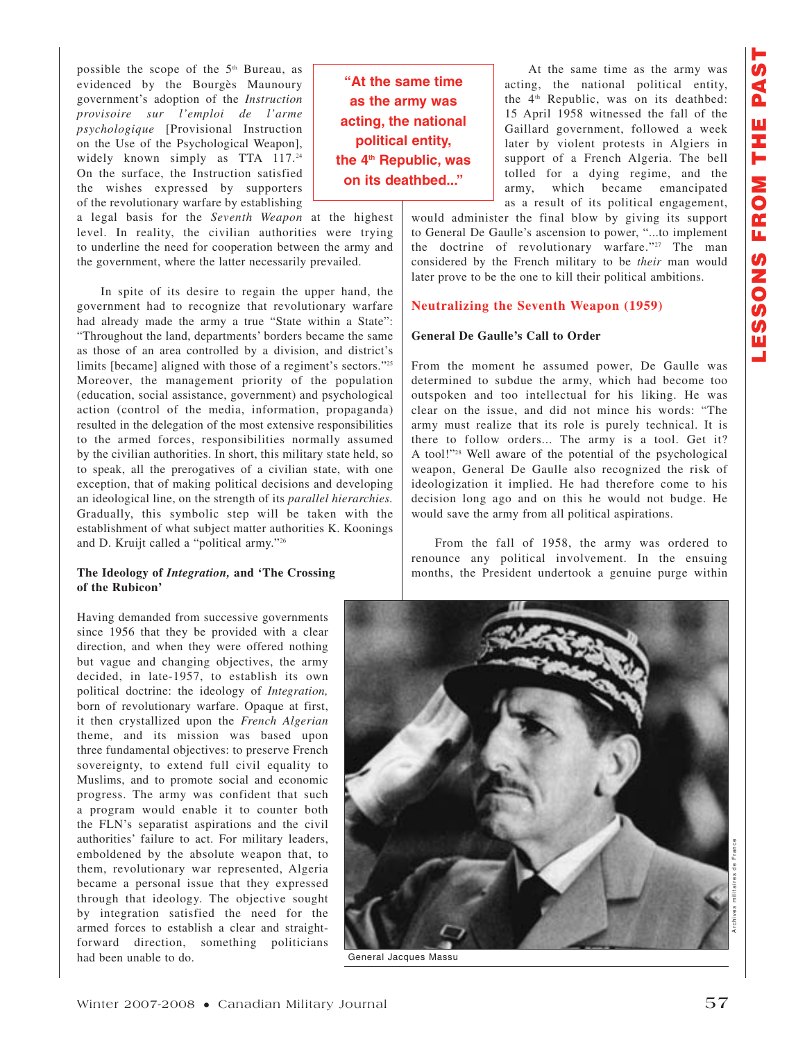possible the scope of the 5th Bureau, as evidenced by the Bourgès Maunoury government's adoption of the *Instruction provisoire sur l'emploi de l'arme psychologique* [Provisional Instruction on the Use of the Psychological Weapon], widely known simply as TTA 117.[24] On the surface, the Instruction satisfied the wishes expressed by supporters of the revolutionary warfare by establishing a legal basis for the *Seventh Weapon* at the highest level. In reality, the civilian authorities were trying to underline the need for cooperation between the army and the government, where the latter necessarily prevailed.

In spite of its desire to regain the upper hand, the government had to recognize that revolutionary warfare had already made the army a true "State within a State": "Throughout the land, departments' borders became the same as those of an area controlled by a division, and district's limits [became] aligned with those of a regiment's sectors."[25] Moreover, the management priority of the population (education, social assistance, government) and psychological action (control of the media, information, propaganda) resulted in the delegation of the most extensive responsibilities to the armed forces, responsibilities normally assumed by the civilian authorities. In short, this military state held, so to speak, all the prerogatives of a civilian state, with one exception, that of making political decisions and developing an ideological line, on the strength of its *parallel hierarchies.* Gradually, this symbolic step will be taken with the establishment of what subject matter authorities K. Koonings and D. Kruijt called a "political army."[26]

### The Ideology of *Integration,* and 'The Crossing of the Rubicon'

Having demanded from successive governments since 1956 that they be provided with a clear direction, and when they were offered nothing but vague and changing objectives, the army decided, in late-1957, to establish its own political doctrine: the ideology of *Integration,* born of revolutionary warfare. Opaque at first, it then crystallized upon the *French Algerian* theme, and its mission was based upon three fundamental objectives: to preserve French sovereignty, to extend full civil equality to Muslims, and to promote social and economic progress. The army was confident that such a program would enable it to counter both the FLN's separatist aspirations and the civil authorities' failure to act. For military leaders, emboldened by the absolute weapon that, to them, revolutionary war represented, Algeria became a personal issue that they expressed through that ideology. The objective sought by integration satisfied the need for the armed forces to establish a clear and straightforward direction, something politicians had been unable to do.

**"At the same time as the army was acting, the national political entity, the 4th Republic, was on its deathbed..."**

At the same time as the army was acting, the national political entity, the 4th Republic, was on its deathbed: 15 April 1958 witnessed the fall of the Gaillard government, followed a week later by violent protests in Algiers in support of a French Algeria. The bell tolled for a dying regime, and the army, which became emancipated as a result of its political engagement, would administer the final blow by giving its support to General De Gaulle's ascension to power, "...to implement the doctrine of revolutionary warfare."[27] The man considered by the French military to be *their* man would later prove to be the one to kill their political ambitions.

## Neutralizing the Seventh Weapon (1959)

### General De Gaulle's Call to Order

From the moment he assumed power, De Gaulle was determined to subdue the army, which had become too outspoken and too intellectual for his liking. He was clear on the issue, and did not mince his words: "The army must realize that its role is purely technical. It is there to follow orders... The army is a tool. Get it? A tool!"[28] Well aware of the potential of the psychological weapon, General De Gaulle also recognized the risk of ideologization it implied. He had therefore come to his decision long ago and on this he would not budge. He would save the army from all political aspirations.

From the fall of 1958, the army was ordered to renounce any political involvement. In the ensuing months, the President undertook a genuine purge within

Archives militaires de France

General Jacques Massu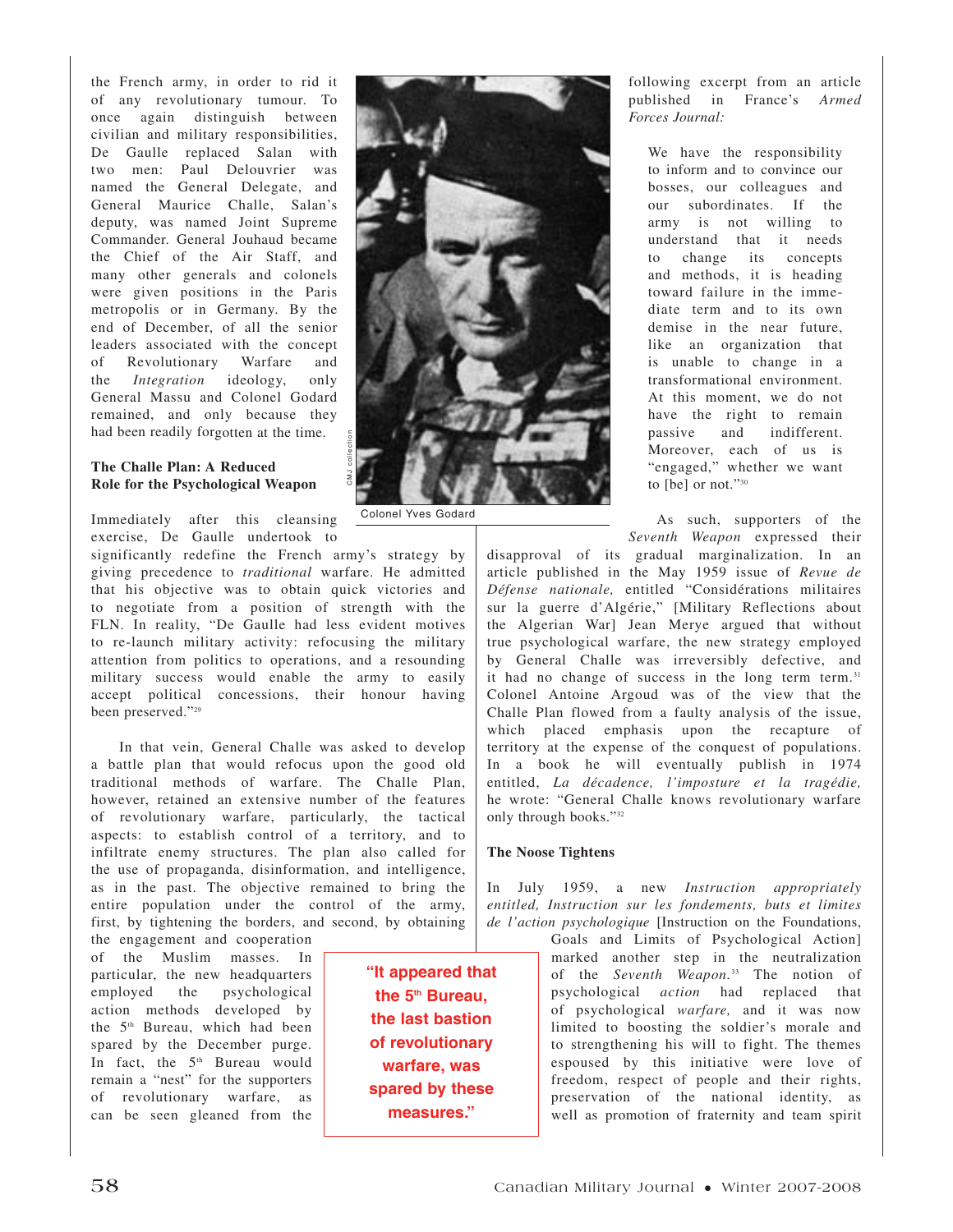the French army, in order to rid it of any revolutionary tumour. To once again distinguish between civilian and military responsibilities, De Gaulle replaced Salan with two men: Paul Delouvrier was named the General Delegate, and General Maurice Challe, Salan's deputy, was named Joint Supreme Commander. General Jouhaud became the Chief of the Air Staff, and many other generals and colonels were given positions in the Paris metropolis or in Germany. By the end of December, of all the senior leaders associated with the concept of Revolutionary Warfare and the *Integration* ideology, only General Massu and Colonel Godard remained, and only because they had been readily forgotten at the time.

CMJ collection

Colonel Yves Godard

### The Challe Plan: A Reduced Role for the Psychological Weapon

Immediately after this cleansing exercise, De Gaulle undertook to significantly redefine the French army's strategy by giving precedence to *traditional* warfare. He admitted that his objective was to obtain quick victories and to negotiate from a position of strength with the FLN. In reality, "De Gaulle had less evident motives to re-launch military activity: refocusing the military attention from politics to operations, and a resounding military success would enable the army to easily accept political concessions, their honour having been preserved."[29]

In that vein, General Challe was asked to develop a battle plan that would refocus upon the good old traditional methods of warfare. The Challe Plan, however, retained an extensive number of the features of revolutionary warfare, particularly, the tactical aspects: to establish control of a territory, and to infiltrate enemy structures. The plan also called for the use of propaganda, disinformation, and intelligence, as in the past. The objective remained to bring the entire population under the control of the army, first, by tightening the borders, and second, by obtaining the engagement and cooperation of the Muslim masses. In particular, the new headquarters employed the psychological action methods developed by the 5th Bureau, which had been spared by the December purge. In fact, the 5th Bureau would remain a "nest" for the supporters of revolutionary warfare, as can be seen gleaned from the following excerpt from an article published in France's *Armed Forces Journal:*

> We have the responsibility to inform and to convince our bosses, our colleagues and our subordinates. If the army is not willing to understand that it needs to change its concepts and methods, it is heading toward failure in the immediate term and to its own demise in the near future, like an organization that is unable to change in a transformational environment. At this moment, we do not have the right to remain passive and indifferent. Moreover, each of us is "engaged," whether we want to [be] or not."[30]

**"It appeared that the 5th Bureau, the last bastion of revolutionary warfare, was spared by these measures."**

As such, supporters of the *Seventh Weapon* expressed their disapproval of its gradual marginalization. In an article published in the May 1959 issue of *Revue de Défense nationale,* entitled "Considérations militaires sur la guerre d'Algérie," [Military Reflections about the Algerian War] Jean Merye argued that without true psychological warfare, the new strategy employed by General Challe was irreversibly defective, and it had no change of success in the long term term.[31] Colonel Antoine Argoud was of the view that the Challe Plan flowed from a faulty analysis of the issue, which placed emphasis upon the recapture of territory at the expense of the conquest of populations. In a book he will eventually publish in 1974 entitled, *La décadence, l'imposture et la tragédie,* he wrote: "General Challe knows revolutionary warfare only through books."[32]

### The Noose Tightens

In July 1959, a new *Instruction appropriately entitled, Instruction sur les fondements, buts et limites de l'action psychologique* [Instruction on the Foundations, Goals and Limits of Psychological Action] marked another step in the neutralization of the *Seventh Weapon.*[33] The notion of psychological *action* had replaced that of psychological *warfare,* and it was now limited to boosting the soldier's morale and to strengthening his will to fight. The themes espoused by this initiative were love of freedom, respect of people and their rights, preservation of the national identity, as well as promotion of fraternity and team spirit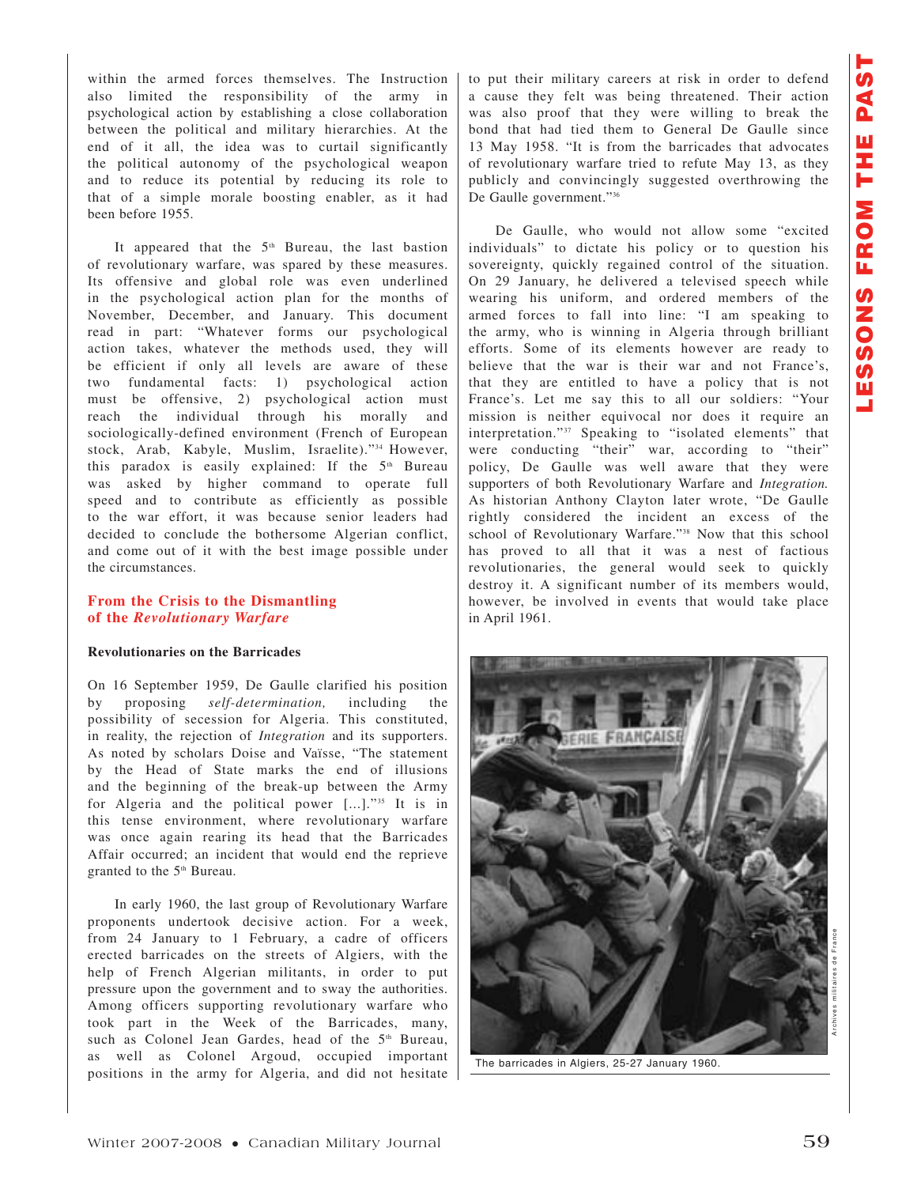within the armed forces themselves. The Instruction also limited the responsibility of the army in psychological action by establishing a close collaboration between the political and military hierarchies. At the end of it all, the idea was to curtail significantly the political autonomy of the psychological weapon and to reduce its potential by reducing its role to that of a simple morale boosting enabler, as it had been before 1955.

It appeared that the 5th Bureau, the last bastion of revolutionary warfare, was spared by these measures. Its offensive and global role was even underlined in the psychological action plan for the months of November, December, and January. This document read in part: "Whatever forms our psychological action takes, whatever the methods used, they will be efficient if only all levels are aware of these two fundamental facts: 1) psychological action must be offensive, 2) psychological action must reach the individual through his morally and sociologically-defined environment (French of European stock, Arab, Kabyle, Muslim, Israelite)."[34] However, this paradox is easily explained: If the 5th Bureau was asked by higher command to operate full speed and to contribute as efficiently as possible to the war effort, it was because senior leaders had decided to conclude the bothersome Algerian conflict, and come out of it with the best image possible under the circumstances.

## From the Crisis to the Dismantling of the *Revolutionary Warfare*

### Revolutionaries on the Barricades

On 16 September 1959, De Gaulle clarified his position by proposing *self-determination,* including the possibility of secession for Algeria. This constituted, in reality, the rejection of *Integration* and its supporters. As noted by scholars Doise and Vaïsse, "The statement by the Head of State marks the end of illusions and the beginning of the break-up between the Army for Algeria and the political power [...]."[35] It is in this tense environment, where revolutionary warfare was once again rearing its head that the Barricades Affair occurred; an incident that would end the reprieve granted to the 5th Bureau.

In early 1960, the last group of Revolutionary Warfare proponents undertook decisive action. For a week, from 24 January to 1 February, a cadre of officers erected barricades on the streets of Algiers, with the help of French Algerian militants, in order to put pressure upon the government and to sway the authorities. Among officers supporting revolutionary warfare who took part in the Week of the Barricades, many, such as Colonel Jean Gardes, head of the 5th Bureau, as well as Colonel Argoud, occupied important positions in the army for Algeria, and did not hesitate to put their military careers at risk in order to defend a cause they felt was being threatened. Their action was also proof that they were willing to break the bond that had tied them to General De Gaulle since 13 May 1958. "It is from the barricades that advocates of revolutionary warfare tried to refute May 13, as they publicly and convincingly suggested overthrowing the De Gaulle government."[36]

De Gaulle, who would not allow some "excited individuals" to dictate his policy or to question his sovereignty, quickly regained control of the situation. On 29 January, he delivered a televised speech while wearing his uniform, and ordered members of the armed forces to fall into line: "I am speaking to the army, who is winning in Algeria through brilliant efforts. Some of its elements however are ready to believe that the war is their war and not France's, that they are entitled to have a policy that is not France's. Let me say this to all our soldiers: "Your mission is neither equivocal nor does it require an interpretation."[37] Speaking to "isolated elements" that were conducting "their" war, according to "their" policy, De Gaulle was well aware that they were supporters of both Revolutionary Warfare and *Integration.* As historian Anthony Clayton later wrote, "De Gaulle rightly considered the incident an excess of the school of Revolutionary Warfare."[38] Now that this school has proved to all that it was a nest of factious revolutionaries, the general would seek to quickly destroy it. A significant number of its members would, however, be involved in events that would take place in April 1961.

Archives militaires de France

The barricades in Algiers, 25-27 January 1960.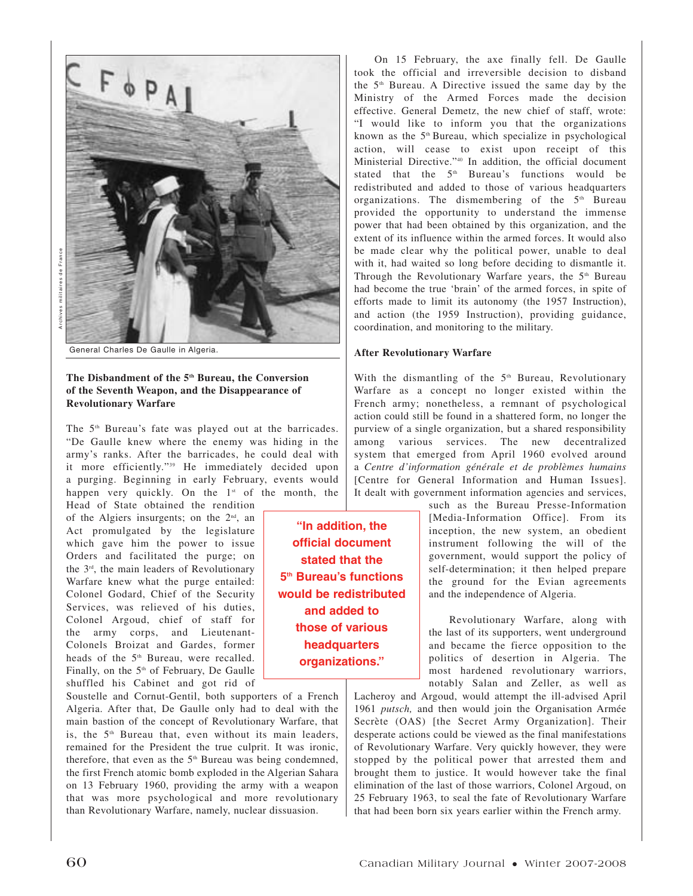General Charles De Gaulle in Algeria.

### The Disbandment of the 5th Bureau, the Conversion of the Seventh Weapon, and the Disappearance of Revolutionary Warfare

The 5th Bureau's fate was played out at the barricades. "De Gaulle knew where the enemy was hiding in the army's ranks. After the barricades, he could deal with it more efficiently."[39] He immediately decided upon a purging. Beginning in early February, events would happen very quickly. On the 1st of the month, the Head of State obtained the rendition of the Algiers insurgents; on the 2nd, an Act promulgated by the legislature which gave him the power to issue Orders and facilitated the purge; on the 3rd, the main leaders of Revolutionary Warfare knew what the purge entailed: Colonel Godard, Chief of the Security Services, was relieved of his duties, Colonel Argoud, chief of staff for the army corps, and Lieutenant-Colonels Broizat and Gardes, former heads of the 5th Bureau, were recalled. Finally, on the 5th of February, De Gaulle shuffled his Cabinet and got rid of Soustelle and Cornut-Gentil, both supporters of a French Algeria. After that, De Gaulle only had to deal with the main bastion of the concept of Revolutionary Warfare, that is, the 5th Bureau that, even without its main leaders, remained for the President the true culprit. It was ironic, therefore, that even as the 5th Bureau was being condemned, the first French atomic bomb exploded in the Algerian Sahara on 13 February 1960, providing the army with a weapon that was more psychological and more revolutionary than Revolutionary Warfare, namely, nuclear dissuasion.

On 15 February, the axe finally fell. De Gaulle took the official and irreversible decision to disband the 5th Bureau. A Directive issued the same day by the Ministry of the Armed Forces made the decision effective. General Demetz, the new chief of staff, wrote: "I would like to inform you that the organizations known as the 5th Bureau, which specialize in psychological action, will cease to exist upon receipt of this Ministerial Directive."[40] In addition, the official document stated that the 5th Bureau's functions would be redistributed and added to those of various headquarters organizations. The dismembering of the 5th Bureau provided the opportunity to understand the immense power that had been obtained by this organization, and the extent of its influence within the armed forces. It would also be made clear why the political power, unable to deal with it, had waited so long before deciding to dismantle it. Through the Revolutionary Warfare years, the 5th Bureau had become the true 'brain' of the armed forces, in spite of efforts made to limit its autonomy (the 1957 Instruction), and action (the 1959 Instruction), providing guidance, coordination, and monitoring to the military.

> "In addition, the official document stated that the 5th Bureau's functions would be redistributed and added to those of various headquarters organizations."

### After Revolutionary Warfare

With the dismantling of the 5th Bureau, Revolutionary Warfare as a concept no longer existed within the French army; nonetheless, a remnant of psychological action could still be found in a shattered form, no longer the purview of a single organization, but a shared responsibility among various services. The new decentralized system that emerged from April 1960 evolved around a *Centre d'information générale et de problèmes humains* [Centre for General Information and Human Issues]. It dealt with government information agencies and services, such as the Bureau Presse-Information [Media-Information Office]. From its inception, the new system, an obedient instrument following the will of the government, would support the policy of self-determination; it then helped prepare the ground for the Evian agreements and the independence of Algeria.

Revolutionary Warfare, along with the last of its supporters, went underground and became the fierce opposition to the politics of desertion in Algeria. The most hardened revolutionary warriors, notably Salan and Zeller, as well as Lacheroy and Argoud, would attempt the ill-advised April 1961 *putsch,* and then would join the Organisation Armée Secrète (OAS) [the Secret Army Organization]. Their desperate actions could be viewed as the final manifestations of Revolutionary Warfare. Very quickly however, they were stopped by the political power that arrested them and brought them to justice. It would however take the final elimination of the last of those warriors, Colonel Argoud, on 25 February 1963, to seal the fate of Revolutionary Warfare that had been born six years earlier within the French army.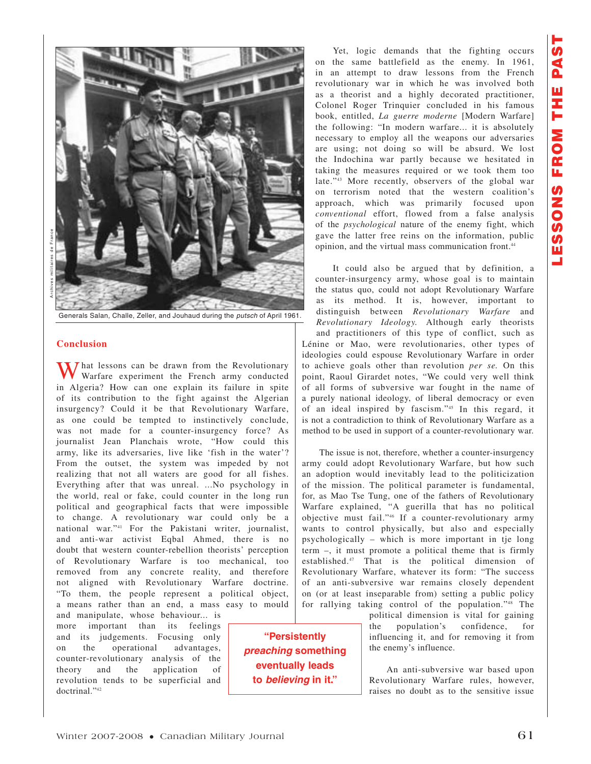Generals Salan, Challe, Zeller, and Jouhaud during the *putsch* of April 1961.

## Conclusion

What lessons can be drawn from the Revolutionary Warfare experiment the French army conducted in Algeria? How can one explain its failure in spite of its contribution to the fight against the Algerian insurgency? Could it be that Revolutionary Warfare, as one could be tempted to instinctively conclude, was not made for a counter-insurgency force? As journalist Jean Planchais wrote, "How could this army, like its adversaries, live like 'fish in the water'? From the outset, the system was impeded by not realizing that not all waters are good for all fishes. Everything after that was unreal. ...No psychology in the world, real or fake, could counter in the long run political and geographical facts that were impossible to change. A revolutionary war could only be a national war."[41] For the Pakistani writer, journalist, and anti-war activist Eqbal Ahmed, there is no doubt that western counter-rebellion theorists' perception of Revolutionary Warfare is too mechanical, too removed from any concrete reality, and therefore not aligned with Revolutionary Warfare doctrine. "To them, the people represent a political object, a means rather than an end, a mass easy to mould and manipulate, whose behaviour... is more important than its feelings and its judgements. Focusing only on the operational advantages, counter-revolutionary analysis of the theory and the application of revolution tends to be superficial and doctrinal."[42]

Yet, logic demands that the fighting occurs on the same battlefield as the enemy. In 1961, in an attempt to draw lessons from the French revolutionary war in which he was involved both as a theorist and a highly decorated practitioner, Colonel Roger Trinquier concluded in his famous book, entitled, *La guerre moderne* [Modern Warfare] the following: "In modern warfare... it is absolutely necessary to employ all the weapons our adversaries are using; not doing so will be absurd. We lost the Indochina war partly because we hesitated in taking the measures required or we took them too late."[43] More recently, observers of the global war on terrorism noted that the western coalition's approach, which was primarily focused upon *conventional* effort, flowed from a false analysis of the *psychological* nature of the enemy fight, which gave the latter free reins on the information, public opinion, and the virtual mass communication front.[44]

It could also be argued that by definition, a counter-insurgency army, whose goal is to maintain the status quo, could not adopt Revolutionary Warfare as its method. It is, however, important to distinguish between *Revolutionary Warfare* and *Revolutionary Ideology.* Although early theorists and practitioners of this type of conflict, such as Lénine or Mao, were revolutionaries, other types of ideologies could espouse Revolutionary Warfare in order to achieve goals other than revolution *per se.* On this point, Raoul Girardet notes, "We could very well think of all forms of subversive war fought in the name of a purely national ideology, of liberal democracy or even of an ideal inspired by fascism."[45] In this regard, it is not a contradiction to think of Revolutionary Warfare as a method to be used in support of a counter-revolutionary war.

The issue is not, therefore, whether a counter-insurgency army could adopt Revolutionary Warfare, but how such an adoption would inevitably lead to the politicization of the mission. The political parameter is fundamental, for, as Mao Tse Tung, one of the fathers of Revolutionary Warfare explained, "A guerilla that has no political objective must fail."[46] If a counter-revolutionary army wants to control physically, but also and especially psychologically – which is more important in tje long term –, it must promote a political theme that is firmly established.[47] That is the political dimension of Revolutionary Warfare, whatever its form: "The success of an anti-subversive war remains closely dependent on (or at least inseparable from) setting a public policy for rallying taking control of the population."[48] The political dimension is vital for gaining the population's confidence, for influencing it, and for removing it from the enemy's influence.

> **"Persistently *preaching* something eventually leads to *believing* in it."**

An anti-subversive war based upon Revolutionary Warfare rules, however, raises no doubt as to the sensitive issue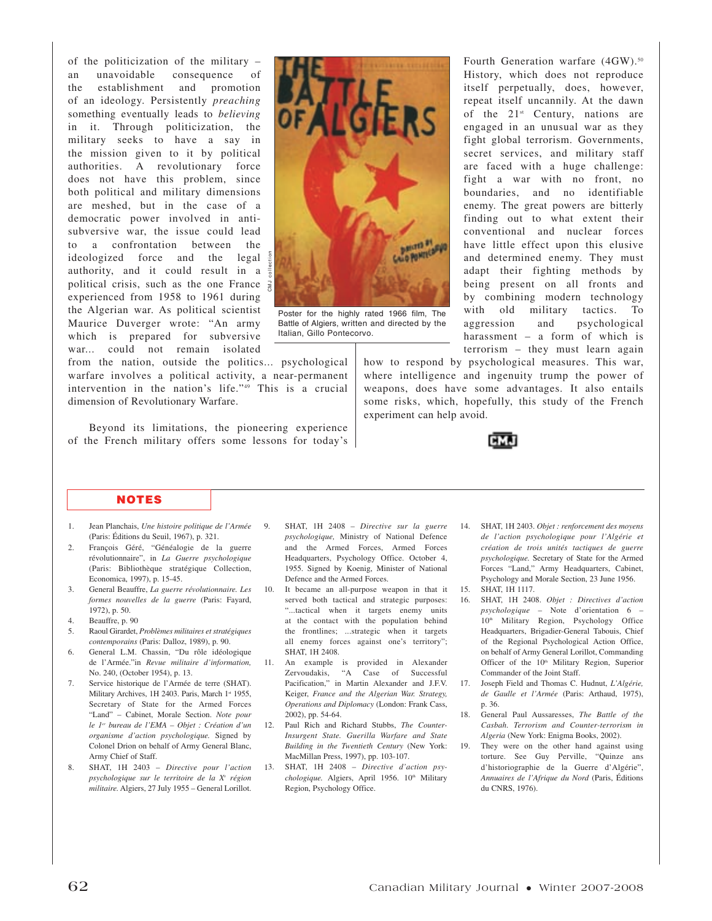of the politicization of the military – an unavoidable consequence of the establishment and promotion of an ideology. Persistently *preaching* something eventually leads to *believing* in it. Through politicization, the military seeks to have a say in the mission given to it by political authorities. A revolutionary force does not have this problem, since both political and military dimensions are meshed, but in the case of a democratic power involved in anti-subversive war, the issue could lead to a confrontation between the ideologized force and the legal authority, and it could result in a political crisis, such as the one France experienced from 1958 to 1961 during the Algerian war. As political scientist Maurice Duverger wrote: "An army which is prepared for subversive war... could not remain isolated from the nation, outside the politics... psychological warfare involves a political activity, a near-permanent intervention in the nation's life."[49] This is a crucial dimension of Revolutionary Warfare.

Poster for the highly rated 1966 film, The Battle of Algiers, written and directed by the Italian, Gillo Pontecorvo.

Beyond its limitations, the pioneering experience of the French military offers some lessons for today's Fourth Generation warfare (4GW).[50] History, which does not reproduce itself perpetually, does, however, repeat itself uncannily. At the dawn of the 21st Century, nations are engaged in an unusual war as they fight global terrorism. Governments, secret services, and military staff are faced with a huge challenge: fight a war with no front, no boundaries, and no identifiable enemy. The great powers are bitterly finding out to what extent their conventional and nuclear forces have little effect upon this elusive and determined enemy. They must adapt their fighting methods by being present on all fronts and by combining modern technology with old military tactics. To aggression and psychological harassment – a form of which is terrorism – they must learn again how to respond by psychological measures. This war, where intelligence and ingenuity trump the power of weapons, does have some advantages. It also entails some risks, which, hopefully, this study of the French experiment can help avoid.

## NOTES

1. Jean Planchais, *Une histoire politique de l'Armée* (Paris: Éditions du Seuil, 1967), p. 321.
2. François Géré, "Généalogie de la guerre révolutionnaire", in *La Guerre psychologique* (Paris: Bibliothèque stratégique Collection, Economica, 1997), p. 15-45.
3. General Beauffre, *La guerre révolutionnaire. Les formes nouvelles de la guerre* (Paris: Fayard, 1972), p. 50.
4. Beauffre, p. 90
5. Raoul Girardet, *Problèmes militaires et stratégiques contemporains* (Paris: Dalloz, 1989), p. 90.
6. General L.M. Chassin, "Du rôle idéologique de l'Armée."in *Revue militaire d'information,* No. 240, (October 1954), p. 13.
7. Service historique de l'Armée de terre (SHAT). Military Archives, 1H 2403. Paris, March 1st 1955, Secretary of State for the Armed Forces "Land" – Cabinet, Morale Section. *Note pour le 1er bureau de l'EMA – Objet : Création d'un organisme d'action psychologique.* Signed by Colonel Drion on behalf of Army General Blanc, Army Chief of Staff.
8. SHAT, 1H 2403 – *Directive pour l'action psychologique sur le territoire de la Xe région militaire.* Algiers, 27 July 1955 – General Lorillot.
9. SHAT, 1H 2408 – *Directive sur la guerre psychologique,* Ministry of National Defence and the Armed Forces, Armed Forces Headquarters, Psychology Office. October 4, 1955. Signed by Koenig, Minister of National Defence and the Armed Forces.
10. It became an all-purpose weapon in that it served both tactical and strategic purposes: "...tactical when it targets enemy units at the contact with the population behind the frontlines; ...strategic when it targets all enemy forces against one's territory"; SHAT, 1H 2408.
11. An example is provided in Alexander Zervoudakis, "A Case of Successful Pacification," in Martin Alexander and J.F.V. Keiger, *France and the Algerian War. Strategy, Operations and Diplomacy* (London: Frank Cass, 2002), pp. 54-64.
12. Paul Rich and Richard Stubbs, *The Counter-Insurgent State. Guerilla Warfare and State Building in the Twentieth Century* (New York: MacMillan Press, 1997), pp. 103-107.
13. SHAT, 1H 2408 – *Directive d'action psychologique.* Algiers, April 1956. 10th Military Region, Psychology Office.
14. SHAT, 1H 2403. *Objet : renforcement des moyens de l'action psychologique pour l'Algérie et création de trois unités tactiques de guerre psychologique.* Secretary of State for the Armed Forces "Land," Army Headquarters, Cabinet, Psychology and Morale Section, 23 June 1956.
15. SHAT, 1H 1117.
16. SHAT, 1H 2408. *Objet : Directives d'action psychologique* – Note d'orientation 6 – 10th Military Region, Psychology Office Headquarters, Brigadier-General Tabouis, Chief of the Regional Psychological Action Office, on behalf of Army General Lorillot, Commanding Officer of the 10th Military Region, Superior Commander of the Joint Staff.
17. Joseph Field and Thomas C. Hudnut, *L'Algérie, de Gaulle et l'Armée* (Paris: Arthaud, 1975), p. 36.
18. General Paul Aussaresses, *The Battle of the Casbah. Terrorism and Counter-terrorism in Algeria* (New York: Enigma Books, 2002).
19. They were on the other hand against using torture. See Guy Perville, "Quinze ans d'historiographie de la Guerre d'Algérie", *Annuaires de l'Afrique du Nord* (Paris, Éditions du CNRS, 1976).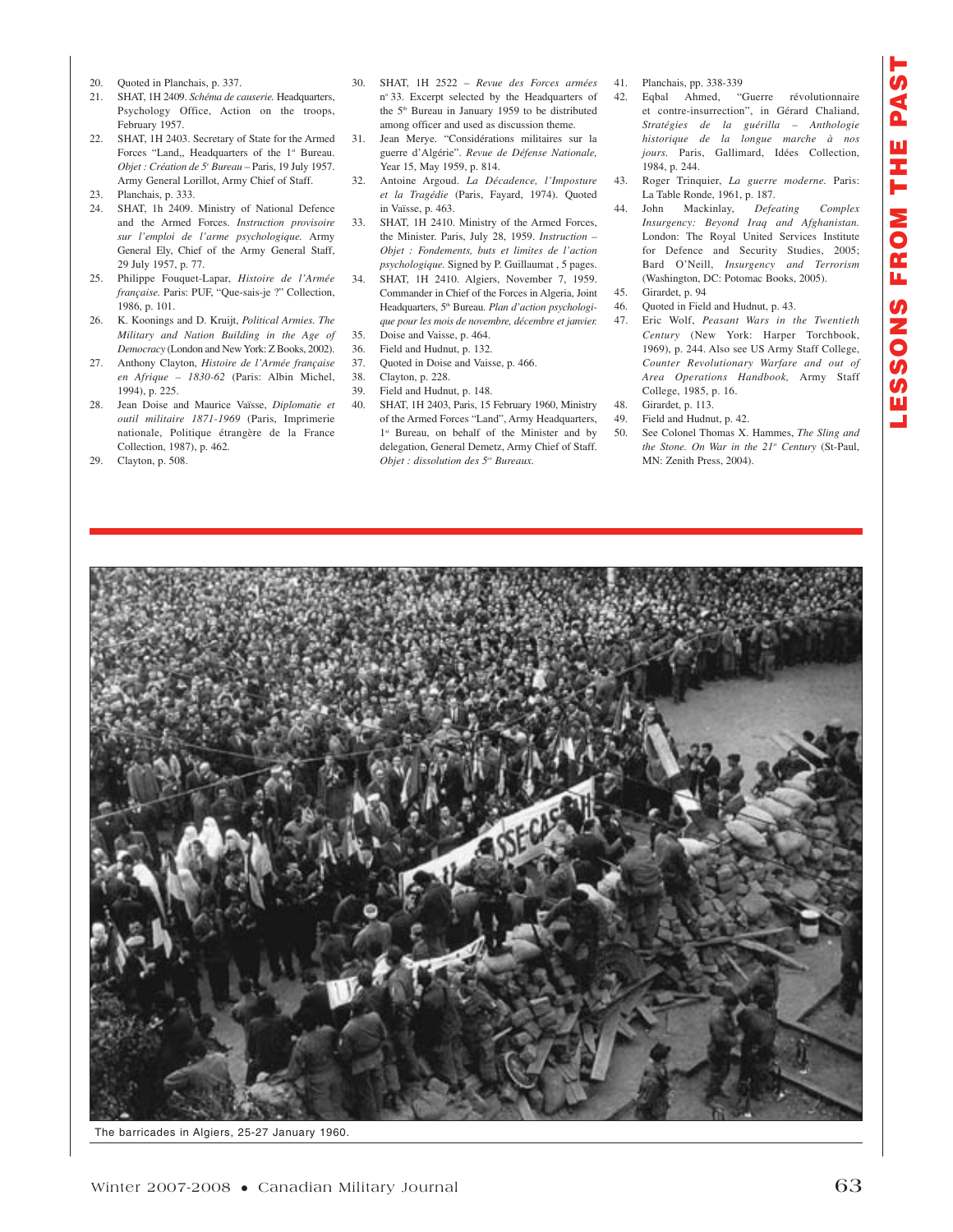20. Quoted in Planchais, p. 337.
21. SHAT, 1H 2409. *Schéma de causerie.* Headquarters, Psychology Office, Action on the troops, February 1957.
22. SHAT, 1H 2403. Secretary of State for the Armed Forces "Land,, Headquarters of the 1st Bureau. *Objet : Création de 5e Bureau* – Paris, 19 July 1957. Army General Lorillot, Army Chief of Staff.
23. Planchais, p. 333.
24. SHAT, 1h 2409. Ministry of National Defence and the Armed Forces. *Instruction provisoire sur l'emploi de l'arme psychologique.* Army General Ely, Chief of the Army General Staff, 29 July 1957, p. 77.
25. Philippe Fouquet-Lapar, *Histoire de l'Armée française.* Paris: PUF, "Que-sais-je ?" Collection, 1986, p. 101.
26. K. Koonings and D. Kruijt, *Political Armies. The Military and Nation Building in the Age of Democracy* (London and New York: Z Books, 2002).
27. Anthony Clayton, *Histoire de l'Armée française en Afrique – 1830-62* (Paris: Albin Michel, 1994), p. 225.
28. Jean Doise and Maurice Vaïsse, *Diplomatie et outil militaire 1871-1969* (Paris, Imprimerie nationale, Politique étrangère de la France Collection, 1987), p. 462.
29. Clayton, p. 508.
30. SHAT, 1H 2522 – *Revue des Forces armées* no 33. Excerpt selected by the Headquarters of the 5th Bureau in January 1959 to be distributed among officer and used as discussion theme.
31. Jean Merye. "Considérations militaires sur la guerre d'Algérie". *Revue de Défense Nationale,* Year 15, May 1959, p. 814.
32. Antoine Argoud. *La Décadence, l'Imposture et la Tragédie* (Paris, Fayard, 1974). Quoted in Vaïsse, p. 463.
33. SHAT, 1H 2410. Ministry of the Armed Forces, the Minister. Paris, July 28, 1959. *Instruction – Objet : Fondements, buts et limites de l'action psychologique.* Signed by P. Guillaumat , 5 pages.
34. SHAT, 1H 2410. Algiers, November 7, 1959. Commander in Chief of the Forces in Algeria, Joint Headquarters, 5th Bureau. *Plan d'action psychologique pour les mois de novembre, décembre et janvier.*
35. Doise and Vaisse, p. 464.
36. Field and Hudnut, p. 132.
37. Quoted in Doise and Vaisse, p. 466.
38. Clayton, p. 228.
39. Field and Hudnut, p. 148.
40. SHAT, 1H 2403, Paris, 15 February 1960, Ministry of the Armed Forces "Land", Army Headquarters, 1st Bureau, on behalf of the Minister and by delegation, General Demetz, Army Chief of Staff. *Objet : dissolution des 5es Bureaux.*
41. Planchais, pp. 338-339
42. Eqbal Ahmed, "Guerre révolutionnaire et contre-insurrection", in Gérard Chaliand, *Stratégies de la guérilla – Anthologie historique de la longue marche à nos jours.* Paris, Gallimard, Idées Collection, 1984, p. 244.
43. Roger Trinquier, *La guerre moderne.* Paris: La Table Ronde, 1961, p. 187.
44. John Mackinlay, *Defeating Complex Insurgency: Beyond Iraq and Afghanistan.* London: The Royal United Services Institute for Defence and Security Studies, 2005; Bard O'Neill, *Insurgency and Terrorism* (Washington, DC: Potomac Books, 2005).
45. Girardet, p. 94
46. Quoted in Field and Hudnut, p. 43.
47. Eric Wolf, *Peasant Wars in the Twentieth Century* (New York: Harper Torchbook, 1969), p. 244. Also see US Army Staff College, *Counter Revolutionary Warfare and out of Area Operations Handbook,* Army Staff College, 1985, p. 16.
48. Girardet, p. 113.
49. Field and Hudnut, p. 42.
50. See Colonel Thomas X. Hammes, *The Sling and the Stone. On War in the 21st Century* (St-Paul, MN: Zenith Press, 2004).

The barricades in Algiers, 25-27 January 1960.